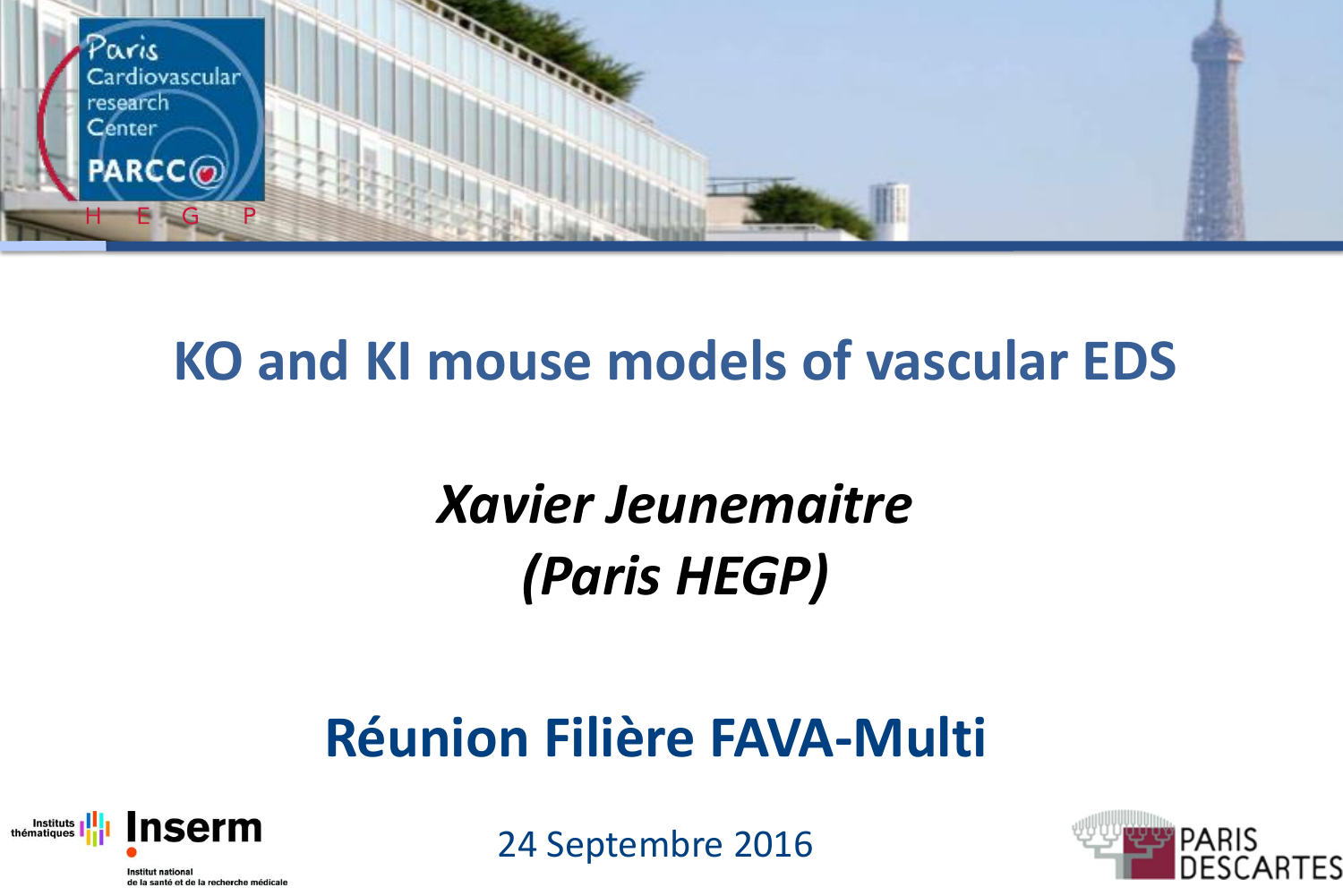# KO and KI mouse models of vascular EDS

***Xavier Jeunemaitre***
***(Paris HEGP)***

## Réunion Filière FAVA-Multi

24 Septembre 2016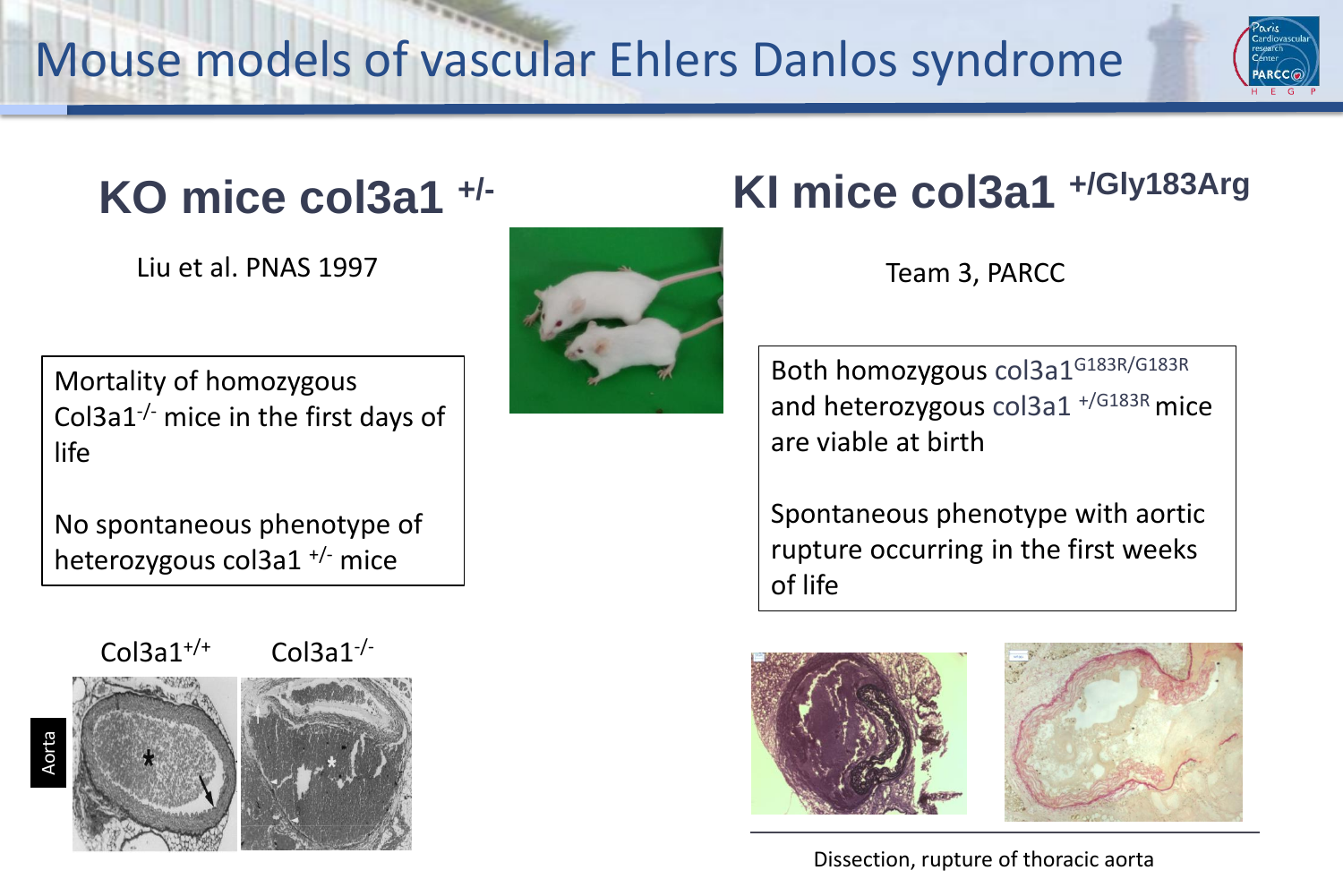# Mouse models of vascular Ehlers Danlos syndrome

## KO mice col3a1 $^{+/-}$

Liu et al. PNAS 1997

Mortality of homozygous Col3a1$^{-/-}$ mice in the first days of life

No spontaneous phenotype of heterozygous col3a1 $^{+/-}$ mice

Col3a1$^{+/+}$ Col3a1$^{-/-}$

Aorta

## KI mice col3a1 $^{+/Gly183Arg}$

Team 3, PARCC

Both homozygous col3a1$^{G183R/G183R}$ and heterozygous col3a1 $^{+/G183R}$ mice are viable at birth

Spontaneous phenotype with aortic rupture occurring in the first weeks of life

Dissection, rupture of thoracic aorta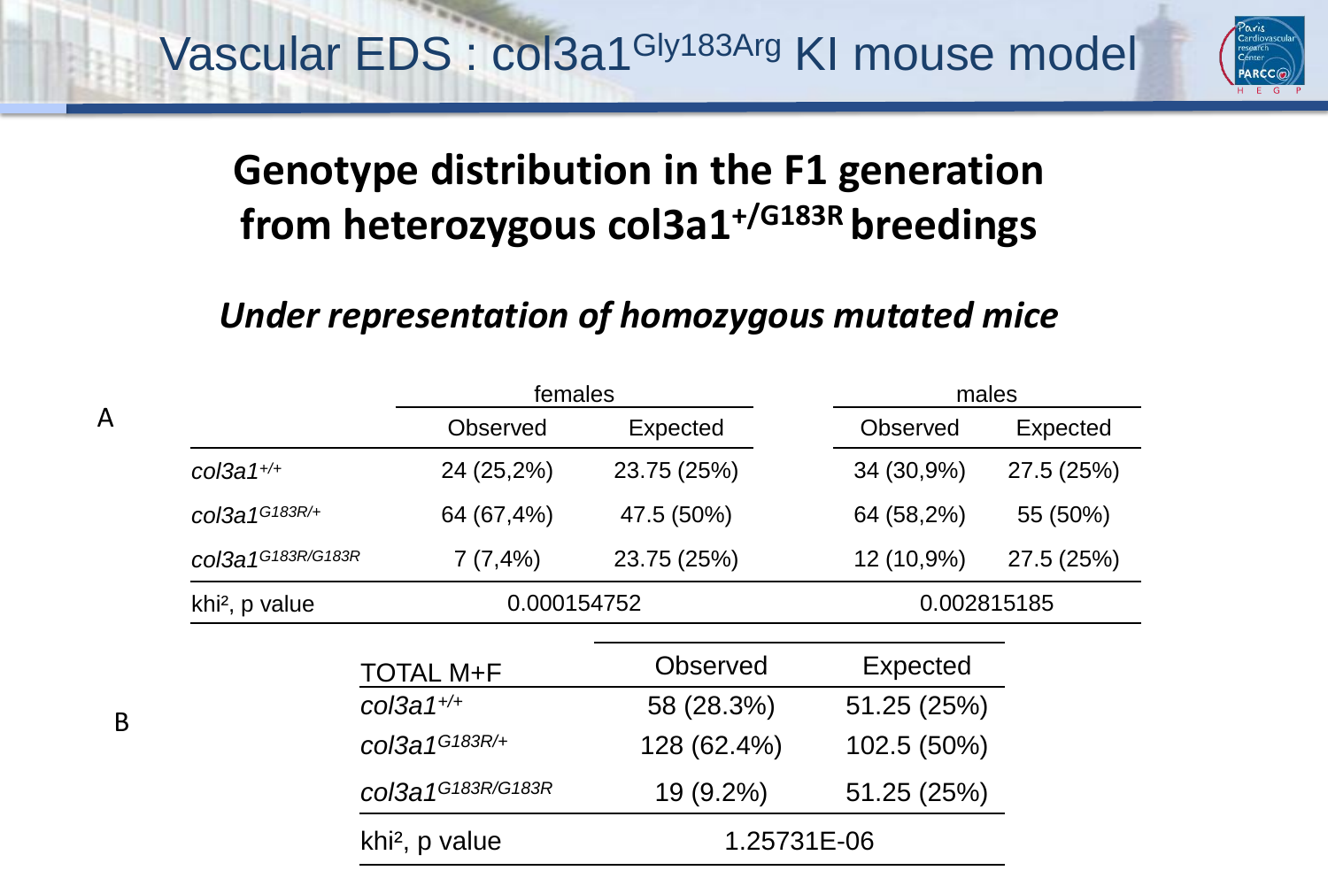# Vascular EDS : col3a1$^{Gly183Arg}$ KI mouse model

## Genotype distribution in the F1 generation from heterozygous col3a1$^{+/G183R}$ breedings

***Under representation of homozygous mutated mice***

A

| | females | | males | |
|---|---|---|---|---|
| | Observed | Expected | Observed | Expected |
| *col3a1*$^{+/+}$ | 24 (25,2%) | 23.75 (25%) | 34 (30,9%) | 27.5 (25%) |
| *col3a1*$^{G183R/+}$ | 64 (67,4%) | 47.5 (50%) | 64 (58,2%) | 55 (50%) |
| *col3a1*$^{G183R/G183R}$ | 7 (7,4%) | 23.75 (25%) | 12 (10,9%) | 27.5 (25%) |
| khi², p value | 0.000154752 | | 0.002815185 | |

B

| TOTAL M+F | Observed | Expected |
|---|---|---|
| *col3a1*$^{+/+}$ | 58 (28.3%) | 51.25 (25%) |
| *col3a1*$^{G183R/+}$ | 128 (62.4%) | 102.5 (50%) |
| *col3a1*$^{G183R/G183R}$ | 19 (9.2%) | 51.25 (25%) |
| khi², p value | 1.25731E-06 | |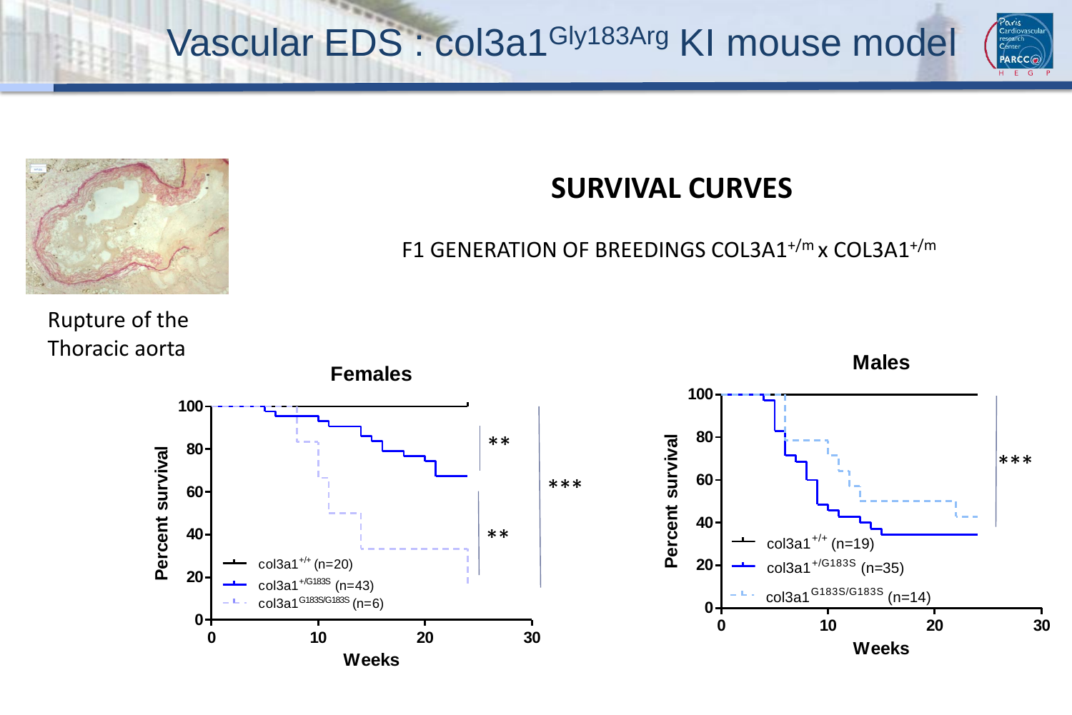# Vascular EDS : col3a1$^{Gly183Arg}$ KI mouse model

Rupture of the Thoracic aorta

## SURVIVAL CURVES

F1 GENERATION OF BREEDINGS COL3A1$^{+/m}$ x COL3A1$^{+/m}$

**Females**

- col3a1$^{+/+}$ (n=20)
- col3a1$^{+/G183S}$ (n=43)
- col3a1$^{G183S/G183S}$ (n=6)

Percent survival vs. Weeks: ** , ** , ***

**Males**

- col3a1$^{+/+}$ (n=19)
- col3a1$^{+/G183S}$ (n=35)
- col3a1$^{G183S/G183S}$ (n=14)

Percent survival vs. Weeks: ***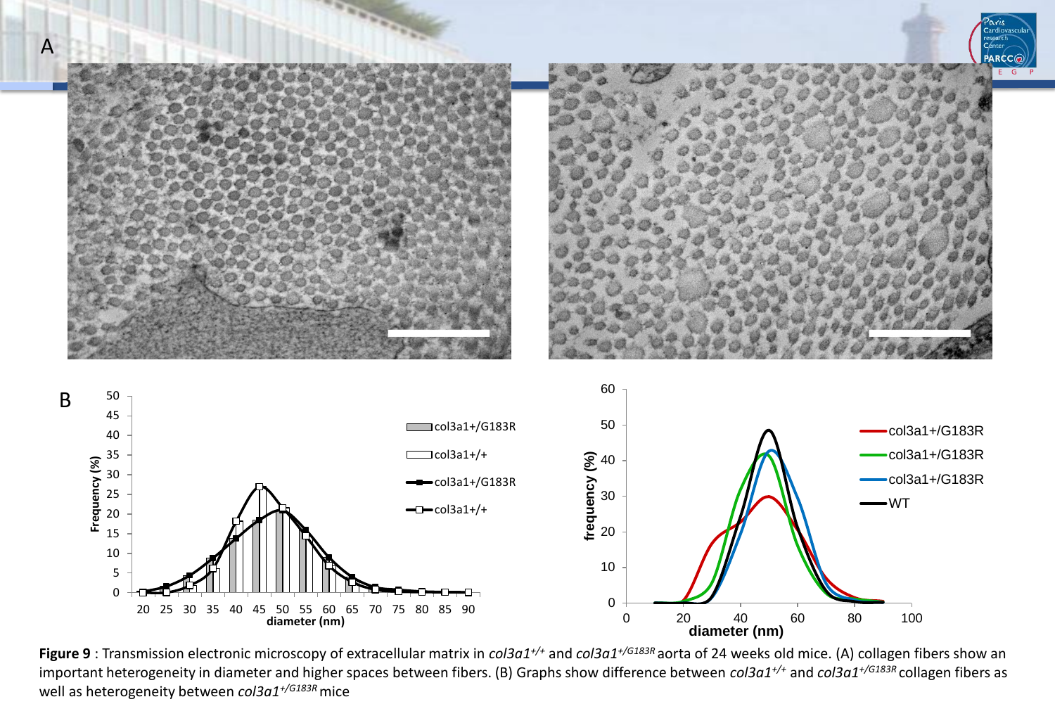A

B

**Figure 9** : Transmission electronic microscopy of extracellular matrix in *col3a1*$^{+/+}$ and *col3a1*$^{+/G183R}$ aorta of 24 weeks old mice. (A) collagen fibers show an important heterogeneity in diameter and higher spaces between fibers. (B) Graphs show difference between *col3a1*$^{+/+}$ and *col3a1*$^{+/G183R}$ collagen fibers as well as heterogeneity between *col3a1*$^{+/G183R}$ mice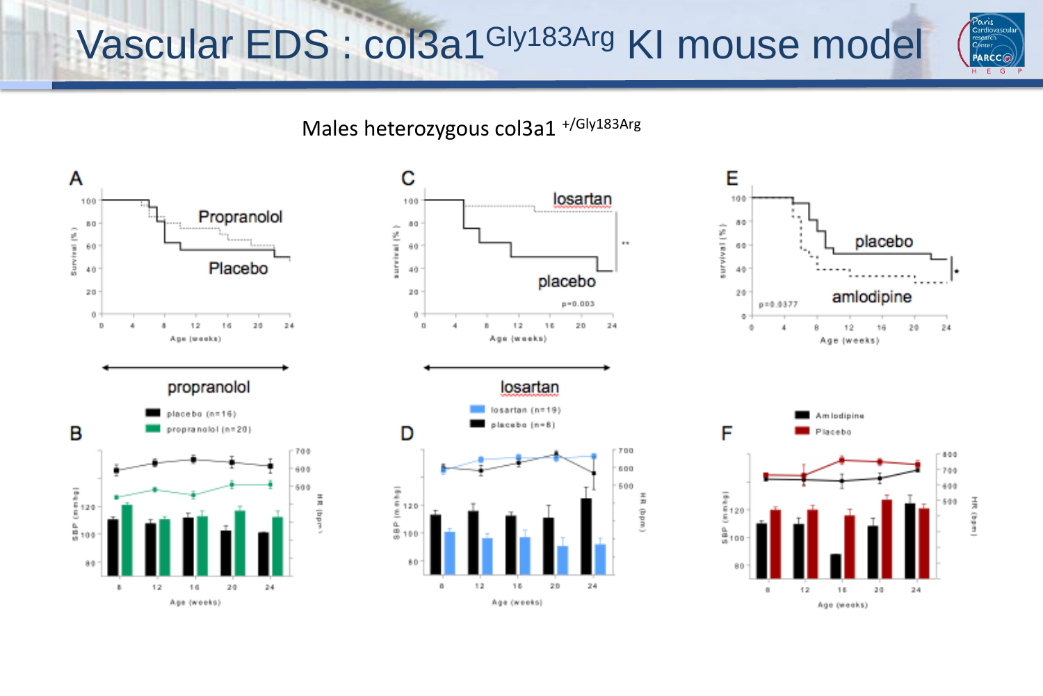# Vascular EDS : col3a1$^{Gly183Arg}$ KI mouse model

Males heterozygous col3a1 $^{+/Gly183Arg}$

A

Survival (%)

100
80
60
40
20
0

Propranolol

Placebo

0 4 8 12 16 20 24

Age (weeks)

C

survival (%)

100
80
60
40
20
0

losartan

placebo

**

p=0.003

0 4 8 12 16 20 24

Age (weeks)

E

survival (%)

100
80
60
40
20
0

placebo

amlodipine

*

p=0.0377

0 4 8 12 16 20 24

Age (weeks)

propranolol

placebo (n=16)

propranolol (n=20)

B

SBP (mmhg)

120
100
80

700
600
500

HR (bpm)

8 12 16 20 24

Age (weeks)

losartan

losartan (n=19)

placebo (n=8)

D

SBP (mmhg)

120
100
80

700
600
500

HR (bpm)

8 12 16 20 24

Age (weeks)

Amlodipine

Placebo

F

SBP (mmhg)

120
100
80

800
700
600
500

HR (bpm)

8 12 16 20 24

Age (weeks)